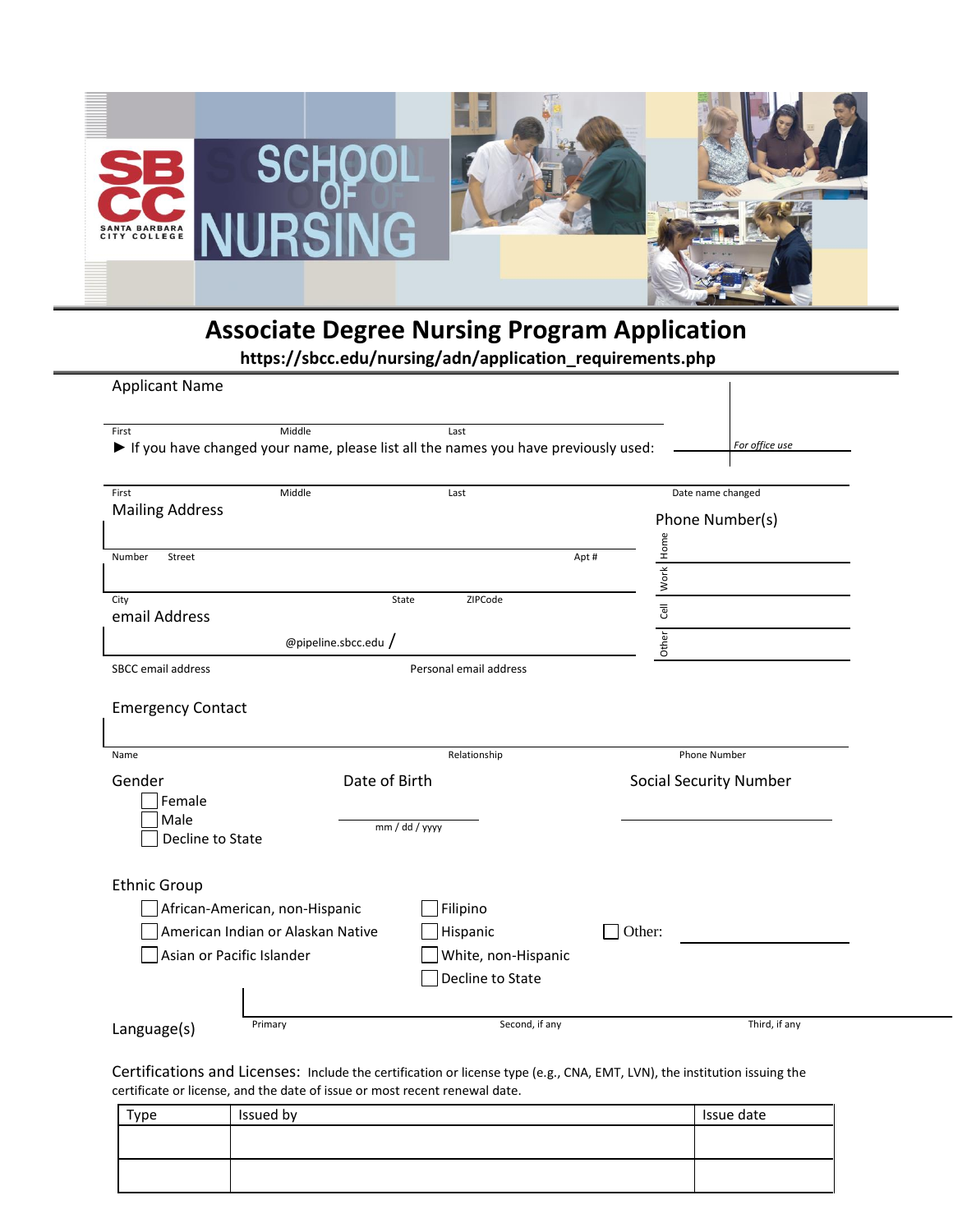SBCC SANTA BARBARA CITY COLLEGE SCHOOL OF NURSING

# Associate Degree Nursing Program Application

**https://sbcc.edu/nursing/adn/application_requirements.php**

Applicant Name

First Middle Last

*For office use*

► If you have changed your name, please list all the names you have previously used:

First Middle Last Date name changed

Mailing Address

Number Street Apt #

City State ZIPCode

Phone Number(s)

Home

Work

Cell

Other

email Address

@pipeline.sbcc.edu /

SBCC email address Personal email address

Emergency Contact

Name Relationship Phone Number

Gender

☐ Female
☐ Male
☐ Decline to State

Date of Birth

mm / dd / yyyy

Social Security Number

Ethnic Group

☐ African-American, non-Hispanic
☐ American Indian or Alaskan Native
☐ Asian or Pacific Islander
☐ Filipino
☐ Hispanic
☐ White, non-Hispanic
☐ Decline to State
☐ Other: ____________

Language(s)

Primary Second, if any Third, if any

Certifications and Licenses: Include the certification or license type (e.g., CNA, EMT, LVN), the institution issuing the certificate or license, and the date of issue or most recent renewal date.

| Type | Issued by | Issue date |
|---|---|---|
| | | |
| | | |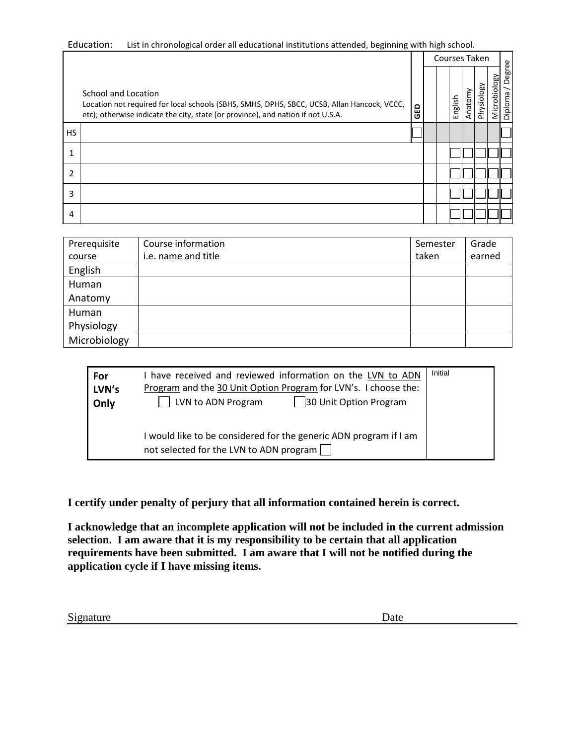Education: List in chronological order all educational institutions attended, beginning with high school.

| | School and Location<br>Location not required for local schools (SBHS, SMHS, DPHS, SBCC, UCSB, Allan Hancock, VCCC, etc); otherwise indicate the city, state (or province), and nation if not U.S.A. | GED | Courses Taken | | | | | | Diploma / Degree |
|---|---|---|---|---|---|---|---|---|---|
| | | | | | English | Anatomy | Physiology | Microbiology | |
| HS | | ☐ | | | | | | | ☐ |
| 1 | | | | | ☐ | ☐ | ☐ | ☐ | ☐ |
| 2 | | | | | ☐ | ☐ | ☐ | ☐ | ☐ |
| 3 | | | | | ☐ | ☐ | ☐ | ☐ | ☐ |
| 4 | | | | | ☐ | ☐ | ☐ | ☐ | ☐ |

| Prerequisite course | Course information i.e. name and title | Semester taken | Grade earned |
|---|---|---|---|
| English | | | |
| Human Anatomy | | | |
| Human Physiology | | | |
| Microbiology | | | |

| | | |
|---|---|---|
| **For LVN's Only** | I have received and reviewed information on the LVN to ADN Program and the 30 Unit Option Program for LVN's. I choose the:<br>☐ LVN to ADN Program ☐ 30 Unit Option Program<br><br>I would like to be considered for the generic ADN program if I am not selected for the LVN to ADN program ☐ | Initial |

**I certify under penalty of perjury that all information contained herein is correct.**

**I acknowledge that an incomplete application will not be included in the current admission selection. I am aware that it is my responsibility to be certain that all application requirements have been submitted. I am aware that I will not be notified during the application cycle if I have missing items.**

Signature \_\_\_\_\_\_\_\_\_\_\_\_\_\_\_\_\_\_\_\_\_\_\_\_\_\_\_\_\_\_ Date \_\_\_\_\_\_\_\_\_\_\_\_\_\_\_\_